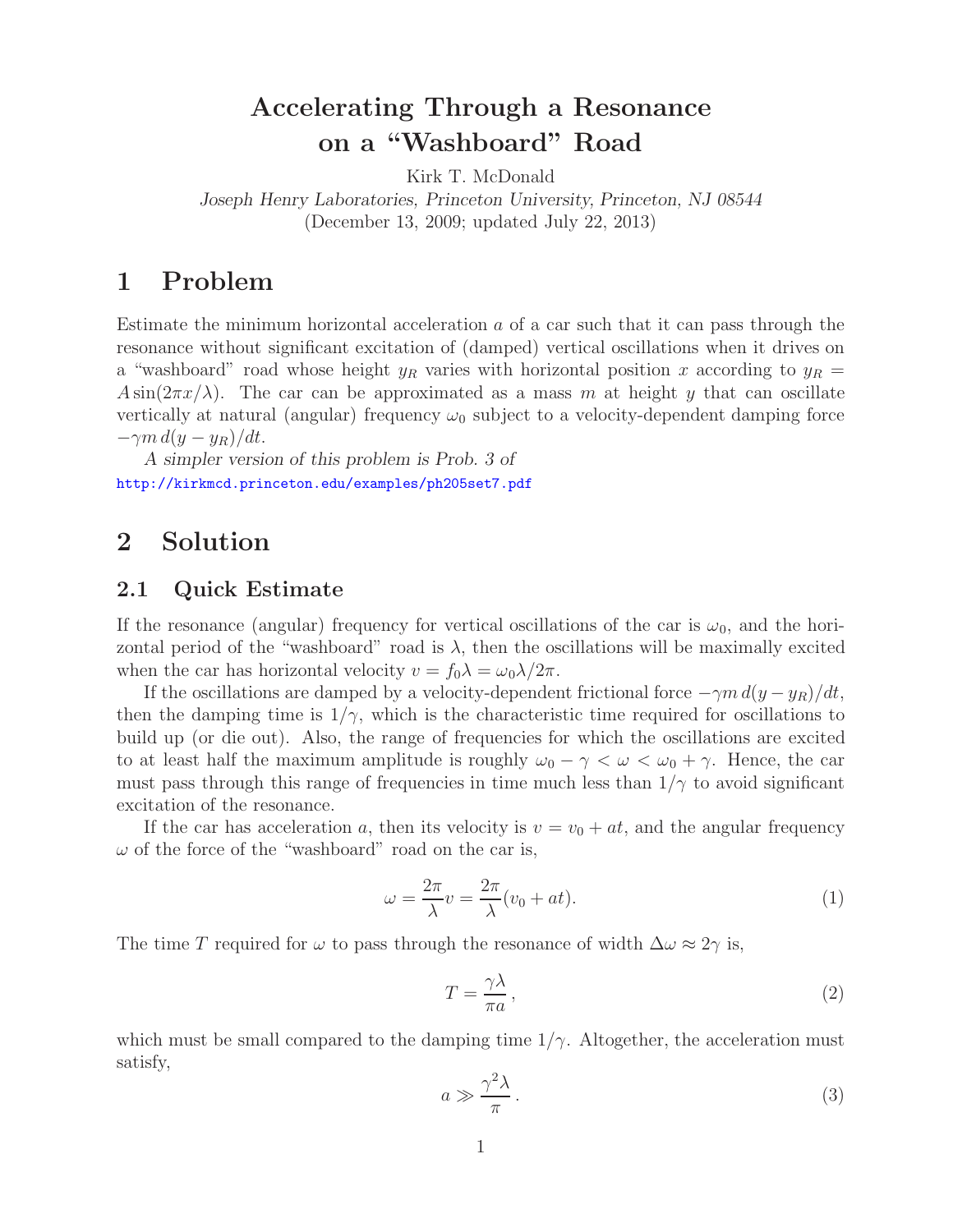# Accelerating Through a Resonance on a "Washboard" Road

Kirk T. McDonald

*Joseph Henry Laboratories, Princeton University, Princeton, NJ 08544*

(December 13, 2009; updated July 22, 2013)

## 1 Problem

Estimate the minimum horizontal acceleration $a$ of a car such that it can pass through the resonance without significant excitation of (damped) vertical oscillations when it drives on a "washboard" road whose height $y_R$ varies with horizontal position $x$ according to $y_R = A\sin(2\pi x/\lambda)$. The car can be approximated as a mass $m$ at height $y$ that can oscillate vertically at natural (angular) frequency $\omega_0$ subject to a velocity-dependent damping force $-\gamma m\, d(y - y_R)/dt$.

*A simpler version of this problem is Prob. 3 of*
http://kirkmcd.princeton.edu/examples/ph205set7.pdf

## 2 Solution

### 2.1 Quick Estimate

If the resonance (angular) frequency for vertical oscillations of the car is $\omega_0$, and the horizontal period of the "washboard" road is $\lambda$, then the oscillations will be maximally excited when the car has horizontal velocity $v = f_0\lambda = \omega_0\lambda/2\pi$.

If the oscillations are damped by a velocity-dependent frictional force $-\gamma m\, d(y - y_R)/dt$, then the damping time is $1/\gamma$, which is the characteristic time required for oscillations to build up (or die out). Also, the range of frequencies for which the oscillations are excited to at least half the maximum amplitude is roughly $\omega_0 - \gamma < \omega < \omega_0 + \gamma$. Hence, the car must pass through this range of frequencies in time much less than $1/\gamma$ to avoid significant excitation of the resonance.

If the car has acceleration $a$, then its velocity is $v = v_0 + at$, and the angular frequency $\omega$ of the force of the "washboard" road on the car is,

$$\omega = \frac{2\pi}{\lambda}v = \frac{2\pi}{\lambda}(v_0 + at). \tag{1}$$

The time $T$ required for $\omega$ to pass through the resonance of width $\Delta\omega \approx 2\gamma$ is,

$$T = \frac{\gamma\lambda}{\pi a}\,, \tag{2}$$

which must be small compared to the damping time $1/\gamma$. Altogether, the acceleration must satisfy,

$$a \gg \frac{\gamma^2\lambda}{\pi}\,. \tag{3}$$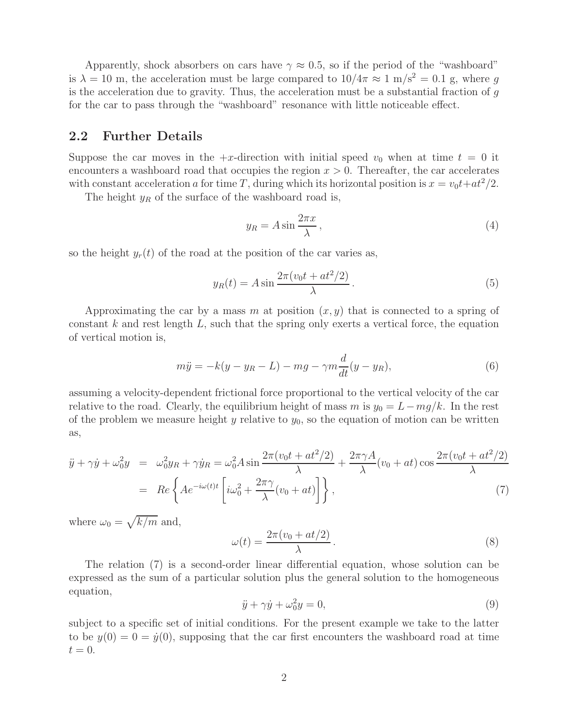Apparently, shock absorbers on cars have $\gamma \approx 0.5$, so if the period of the "washboard" is $\lambda = 10$ m, the acceleration must be large compared to $10/4\pi \approx 1$ m/s$^2$ = 0.1 g, where $g$ is the acceleration due to gravity. Thus, the acceleration must be a substantial fraction of $g$ for the car to pass through the "washboard" resonance with little noticeable effect.

## 2.2 Further Details

Suppose the car moves in the $+x$-direction with initial speed $v_0$ when at time $t = 0$ it encounters a washboard road that occupies the region $x > 0$. Thereafter, the car accelerates with constant acceleration $a$ for time $T$, during which its horizontal position is $x = v_0 t + at^2/2$.

The height $y_R$ of the surface of the washboard road is,

$$y_R = A \sin \frac{2\pi x}{\lambda}, \tag{4}$$

so the height $y_r(t)$ of the road at the position of the car varies as,

$$y_R(t) = A \sin \frac{2\pi(v_0 t + at^2/2)}{\lambda}. \tag{5}$$

Approximating the car by a mass $m$ at position $(x, y)$ that is connected to a spring of constant $k$ and rest length $L$, such that the spring only exerts a vertical force, the equation of vertical motion is,

$$m\ddot{y} = -k(y - y_R - L) - mg - \gamma m \frac{d}{dt}(y - y_R), \tag{6}$$

assuming a velocity-dependent frictional force proportional to the vertical velocity of the car relative to the road. Clearly, the equilibrium height of mass $m$ is $y_0 = L - mg/k$. In the rest of the problem we measure height $y$ relative to $y_0$, so the equation of motion can be written as,

$$\begin{aligned}
\ddot{y} + \gamma \dot{y} + \omega_0^2 y &= \omega_0^2 y_R + \gamma \dot{y}_R = \omega_0^2 A \sin \frac{2\pi(v_0 t + at^2/2)}{\lambda} + \frac{2\pi\gamma A}{\lambda}(v_0 + at) \cos \frac{2\pi(v_0 t + at^2/2)}{\lambda} \\
&= Re\left\{ A e^{-i\omega(t)t} \left[ i\omega_0^2 + \frac{2\pi\gamma}{\lambda}(v_0 + at) \right] \right\},
\end{aligned} \tag{7}$$

where $\omega_0 = \sqrt{k/m}$ and,

$$\omega(t) = \frac{2\pi(v_0 + at/2)}{\lambda}. \tag{8}$$

The relation (7) is a second-order linear differential equation, whose solution can be expressed as the sum of a particular solution plus the general solution to the homogeneous equation,

$$\ddot{y} + \gamma \dot{y} + \omega_0^2 y = 0, \tag{9}$$

subject to a specific set of initial conditions. For the present example we take to the latter to be $y(0) = 0 = \dot{y}(0)$, supposing that the car first encounters the washboard road at time $t = 0$.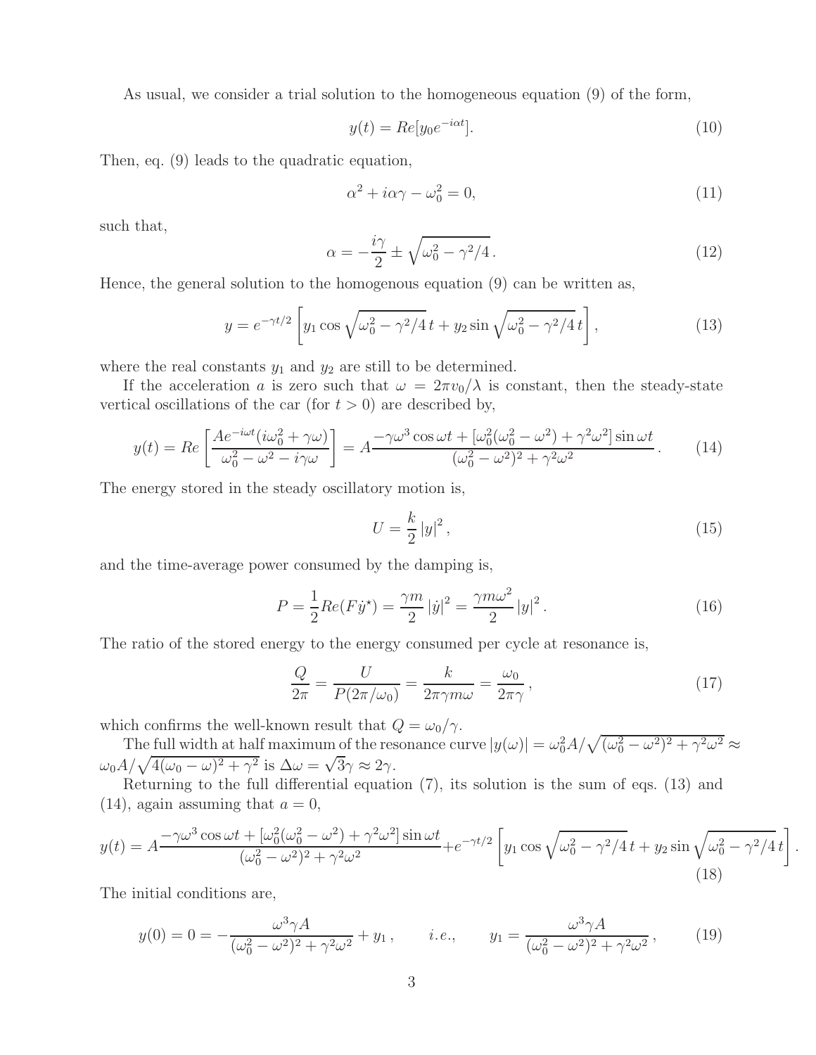As usual, we consider a trial solution to the homogeneous equation (9) of the form,

$$y(t) = Re[y_0 e^{-i\alpha t}]. \tag{10}$$

Then, eq. (9) leads to the quadratic equation,

$$\alpha^2 + i\alpha\gamma - \omega_0^2 = 0, \tag{11}$$

such that,

$$\alpha = -\frac{i\gamma}{2} \pm \sqrt{\omega_0^2 - \gamma^2/4}\,. \tag{12}$$

Hence, the general solution to the homogenous equation (9) can be written as,

$$y = e^{-\gamma t/2}\left[y_1 \cos\sqrt{\omega_0^2 - \gamma^2/4}\,t + y_2 \sin\sqrt{\omega_0^2 - \gamma^2/4}\,t\right], \tag{13}$$

where the real constants $y_1$ and $y_2$ are still to be determined.

If the acceleration $a$ is zero such that $\omega = 2\pi v_0/\lambda$ is constant, then the steady-state vertical oscillations of the car (for $t > 0$) are described by,

$$y(t) = Re\left[\frac{Ae^{-i\omega t}(i\omega_0^2 + \gamma\omega)}{\omega_0^2 - \omega^2 - i\gamma\omega}\right] = A\frac{-\gamma\omega^3\cos\omega t + [\omega_0^2(\omega_0^2 - \omega^2) + \gamma^2\omega^2]\sin\omega t}{(\omega_0^2 - \omega^2)^2 + \gamma^2\omega^2}\,. \tag{14}$$

The energy stored in the steady oscillatory motion is,

$$U = \frac{k}{2}\left|y\right|^2, \tag{15}$$

and the time-average power consumed by the damping is,

$$P = \frac{1}{2}Re(F\dot{y}^\star) = \frac{\gamma m}{2}\left|\dot{y}\right|^2 = \frac{\gamma m\omega^2}{2}\left|y\right|^2. \tag{16}$$

The ratio of the stored energy to the energy consumed per cycle at resonance is,

$$\frac{Q}{2\pi} = \frac{U}{P(2\pi/\omega_0)} = \frac{k}{2\pi\gamma m\omega} = \frac{\omega_0}{2\pi\gamma}\,, \tag{17}$$

which confirms the well-known result that $Q = \omega_0/\gamma$.

The full width at half maximum of the resonance curve $|y(\omega)| = \omega_0^2 A/\sqrt{(\omega_0^2 - \omega^2)^2 + \gamma^2\omega^2} \approx \omega_0 A/\sqrt{4(\omega_0 - \omega)^2 + \gamma^2}$ is $\Delta\omega = \sqrt{3}\gamma \approx 2\gamma$.

Returning to the full differential equation (7), its solution is the sum of eqs. (13) and (14), again assuming that $a = 0$,

$$y(t) = A\frac{-\gamma\omega^3\cos\omega t + [\omega_0^2(\omega_0^2 - \omega^2) + \gamma^2\omega^2]\sin\omega t}{(\omega_0^2 - \omega^2)^2 + \gamma^2\omega^2} + e^{-\gamma t/2}\left[y_1\cos\sqrt{\omega_0^2 - \gamma^2/4}\,t + y_2\sin\sqrt{\omega_0^2 - \gamma^2/4}\,t\right]. \tag{18}$$

The initial conditions are,

$$y(0) = 0 = -\frac{\omega^3\gamma A}{(\omega_0^2 - \omega^2)^2 + \gamma^2\omega^2} + y_1\,, \qquad i.e., \qquad y_1 = \frac{\omega^3\gamma A}{(\omega_0^2 - \omega^2)^2 + \gamma^2\omega^2}\,, \tag{19}$$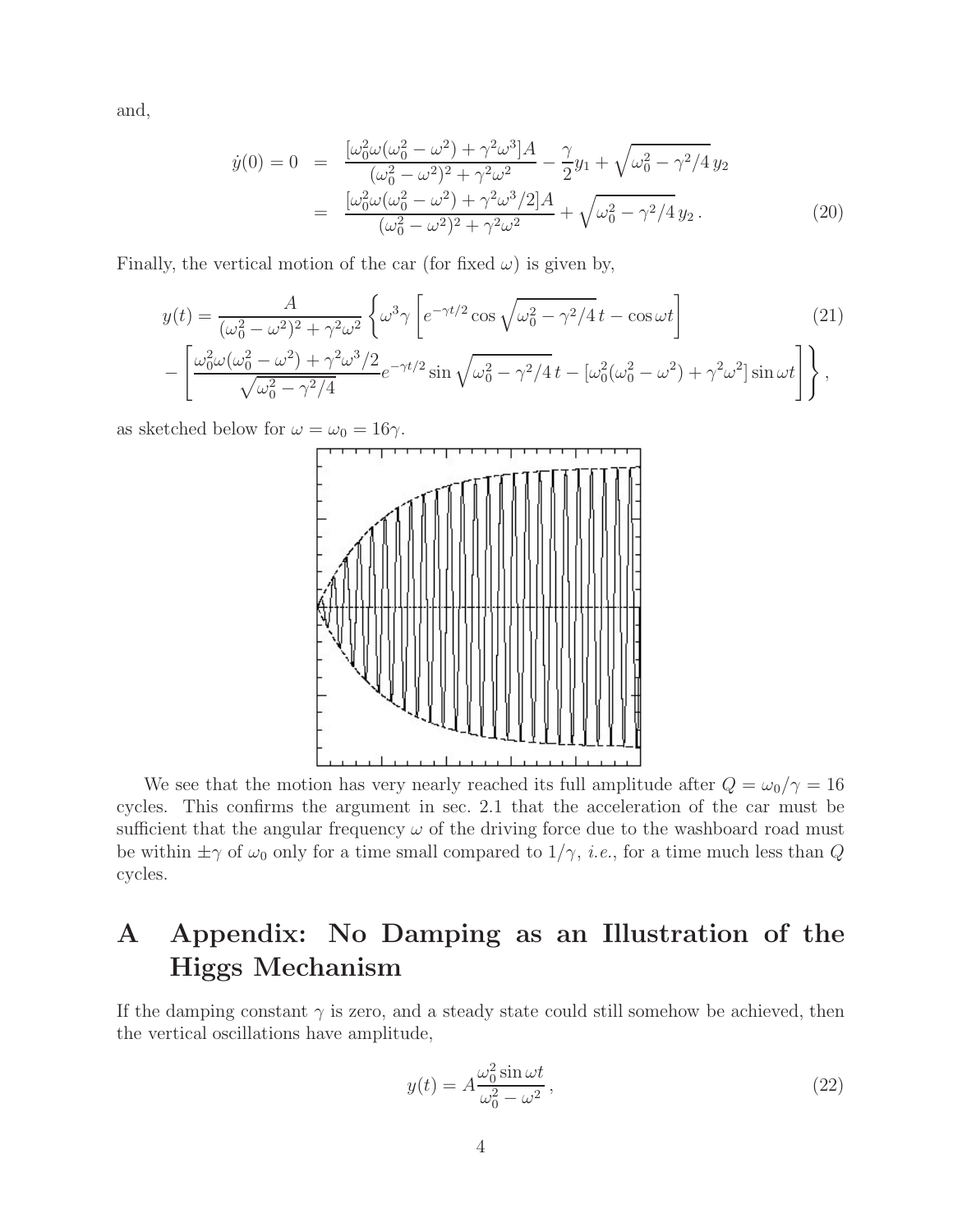and,

$$\dot{y}(0) = 0 \;=\; \frac{[\omega_0^2\omega(\omega_0^2-\omega^2)+\gamma^2\omega^3]A}{(\omega_0^2-\omega^2)^2+\gamma^2\omega^2} - \frac{\gamma}{2}y_1 + \sqrt{\omega_0^2-\gamma^2/4}\,y_2$$
$$= \frac{[\omega_0^2\omega(\omega_0^2-\omega^2)+\gamma^2\omega^3/2]A}{(\omega_0^2-\omega^2)^2+\gamma^2\omega^2} + \sqrt{\omega_0^2-\gamma^2/4}\,y_2\,. \tag{20}$$

Finally, the vertical motion of the car (for fixed $\omega$) is given by,

$$y(t) = \frac{A}{(\omega_0^2-\omega^2)^2+\gamma^2\omega^2}\left\{\omega^3\gamma\left[e^{-\gamma t/2}\cos\sqrt{\omega_0^2-\gamma^2/4}\,t - \cos\omega t\right]\right. \tag{21}$$
$$\left. -\left[\frac{\omega_0^2\omega(\omega_0^2-\omega^2)+\gamma^2\omega^3/2}{\sqrt{\omega_0^2-\gamma^2/4}}e^{-\gamma t/2}\sin\sqrt{\omega_0^2-\gamma^2/4}\,t - [\omega_0^2(\omega_0^2-\omega^2)+\gamma^2\omega^2]\sin\omega t\right]\right\},$$

as sketched below for $\omega = \omega_0 = 16\gamma$.

We see that the motion has very nearly reached its full amplitude after $Q = \omega_0/\gamma = 16$ cycles. This confirms the argument in sec. 2.1 that the acceleration of the car must be sufficient that the angular frequency $\omega$ of the driving force due to the washboard road must be within $\pm\gamma$ of $\omega_0$ only for a time small compared to $1/\gamma$, *i.e.*, for a time much less than $Q$ cycles.

# A Appendix: No Damping as an Illustration of the Higgs Mechanism

If the damping constant $\gamma$ is zero, and a steady state could still somehow be achieved, then the vertical oscillations have amplitude,

$$y(t) = A\frac{\omega_0^2\sin\omega t}{\omega_0^2-\omega^2}\,, \tag{22}$$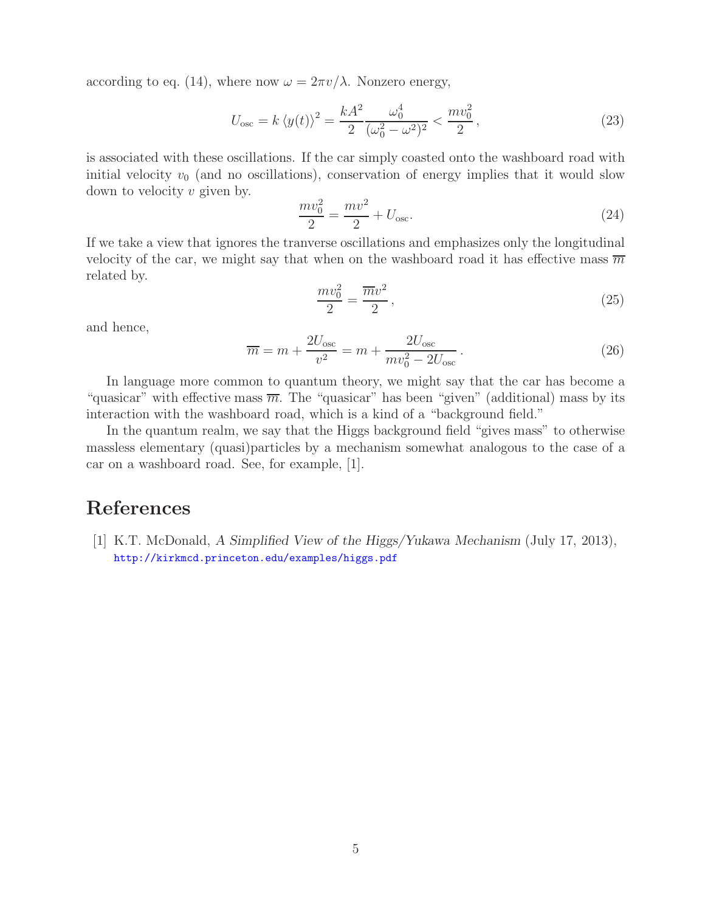according to eq. (14), where now $\omega = 2\pi v/\lambda$. Nonzero energy,

$$U_{\rm osc} = k\,\langle y(t)\rangle^2 = \frac{kA^2}{2}\frac{\omega_0^4}{(\omega_0^2 - \omega^2)^2} < \frac{mv_0^2}{2}\,, \tag{23}$$

is associated with these oscillations. If the car simply coasted onto the washboard road with initial velocity $v_0$ (and no oscillations), conservation of energy implies that it would slow down to velocity $v$ given by.

$$\frac{mv_0^2}{2} = \frac{mv^2}{2} + U_{\rm osc}. \tag{24}$$

If we take a view that ignores the tranverse oscillations and emphasizes only the longitudinal velocity of the car, we might say that when on the washboard road it has effective mass $\overline{m}$ related by.

$$\frac{mv_0^2}{2} = \frac{\overline{m}v^2}{2}\,, \tag{25}$$

and hence,

$$\overline{m} = m + \frac{2U_{\rm osc}}{v^2} = m + \frac{2U_{\rm osc}}{mv_0^2 - 2U_{\rm osc}}\,. \tag{26}$$

In language more common to quantum theory, we might say that the car has become a "quasicar" with effective mass $\overline{m}$. The "quasicar" has been "given" (additional) mass by its interaction with the washboard road, which is a kind of a "background field."

In the quantum realm, we say that the Higgs background field "gives mass" to otherwise massless elementary (quasi)particles by a mechanism somewhat analogous to the case of a car on a washboard road. See, for example, [1].

## References

[1] K.T. McDonald, *A Simplified View of the Higgs/Yukawa Mechanism* (July 17, 2013), http://kirkmcd.princeton.edu/examples/higgs.pdf